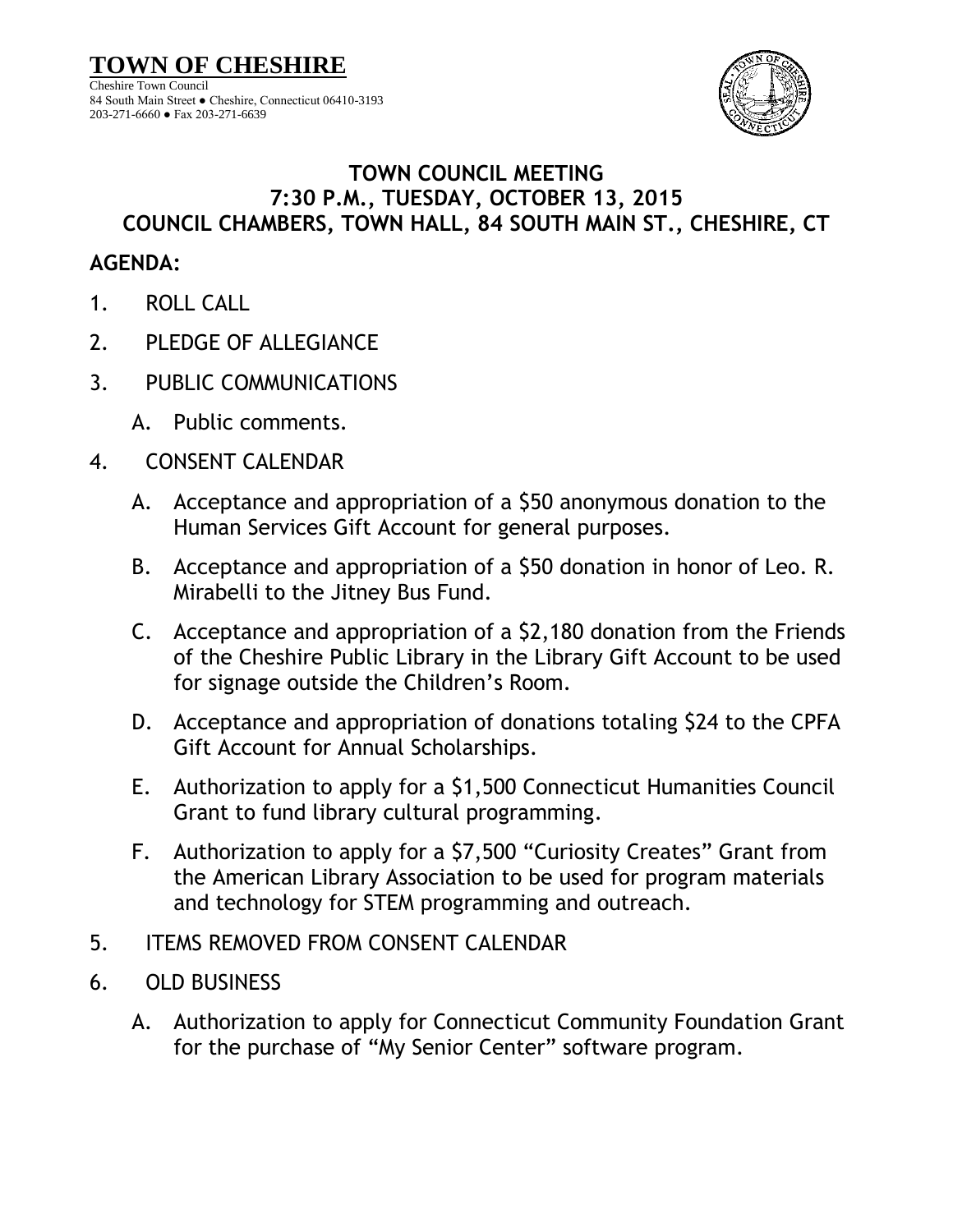# TOWN OF CHESHIRE

Cheshire Town Council
84 South Main Street ● Cheshire, Connecticut 06410-3193
203-271-6660 ● Fax 203-271-6639

## TOWN COUNCIL MEETING
## 7:30 P.M., TUESDAY, OCTOBER 13, 2015
## COUNCIL CHAMBERS, TOWN HALL, 84 SOUTH MAIN ST., CHESHIRE, CT

**AGENDA:**

1. ROLL CALL

2. PLEDGE OF ALLEGIANCE

3. PUBLIC COMMUNICATIONS

   A. Public comments.

4. CONSENT CALENDAR

   A. Acceptance and appropriation of a $50 anonymous donation to the Human Services Gift Account for general purposes.

   B. Acceptance and appropriation of a $50 donation in honor of Leo. R. Mirabelli to the Jitney Bus Fund.

   C. Acceptance and appropriation of a $2,180 donation from the Friends of the Cheshire Public Library in the Library Gift Account to be used for signage outside the Children's Room.

   D. Acceptance and appropriation of donations totaling $24 to the CPFA Gift Account for Annual Scholarships.

   E. Authorization to apply for a $1,500 Connecticut Humanities Council Grant to fund library cultural programming.

   F. Authorization to apply for a $7,500 "Curiosity Creates" Grant from the American Library Association to be used for program materials and technology for STEM programming and outreach.

5. ITEMS REMOVED FROM CONSENT CALENDAR

6. OLD BUSINESS

   A. Authorization to apply for Connecticut Community Foundation Grant for the purchase of "My Senior Center" software program.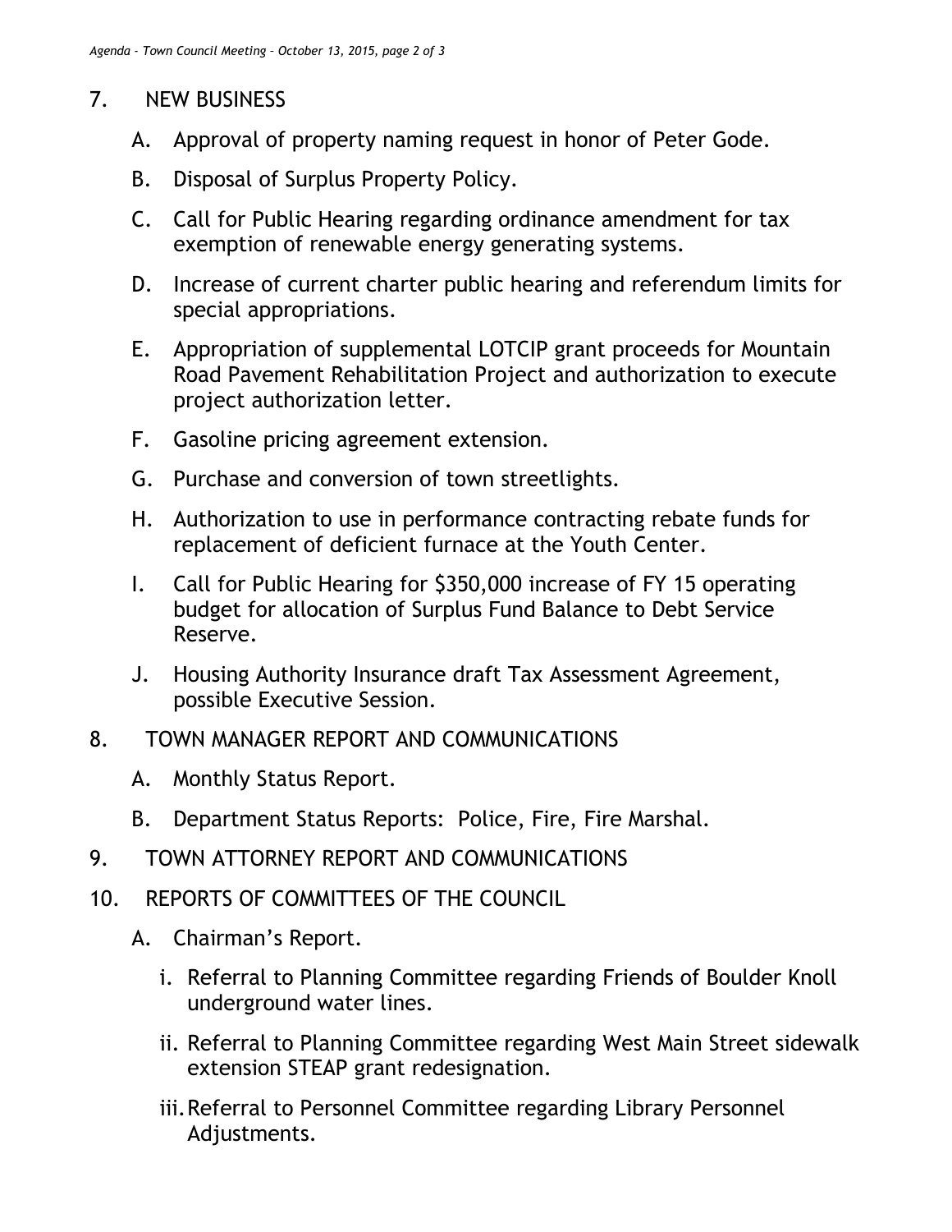7. NEW BUSINESS

   A. Approval of property naming request in honor of Peter Gode.

   B. Disposal of Surplus Property Policy.

   C. Call for Public Hearing regarding ordinance amendment for tax exemption of renewable energy generating systems.

   D. Increase of current charter public hearing and referendum limits for special appropriations.

   E. Appropriation of supplemental LOTCIP grant proceeds for Mountain Road Pavement Rehabilitation Project and authorization to execute project authorization letter.

   F. Gasoline pricing agreement extension.

   G. Purchase and conversion of town streetlights.

   H. Authorization to use in performance contracting rebate funds for replacement of deficient furnace at the Youth Center.

   I. Call for Public Hearing for $350,000 increase of FY 15 operating budget for allocation of Surplus Fund Balance to Debt Service Reserve.

   J. Housing Authority Insurance draft Tax Assessment Agreement, possible Executive Session.

8. TOWN MANAGER REPORT AND COMMUNICATIONS

   A. Monthly Status Report.

   B. Department Status Reports: Police, Fire, Fire Marshal.

9. TOWN ATTORNEY REPORT AND COMMUNICATIONS

10. REPORTS OF COMMITTEES OF THE COUNCIL

   A. Chairman's Report.

      i. Referral to Planning Committee regarding Friends of Boulder Knoll underground water lines.

      ii. Referral to Planning Committee regarding West Main Street sidewalk extension STEAP grant redesignation.

      iii. Referral to Personnel Committee regarding Library Personnel Adjustments.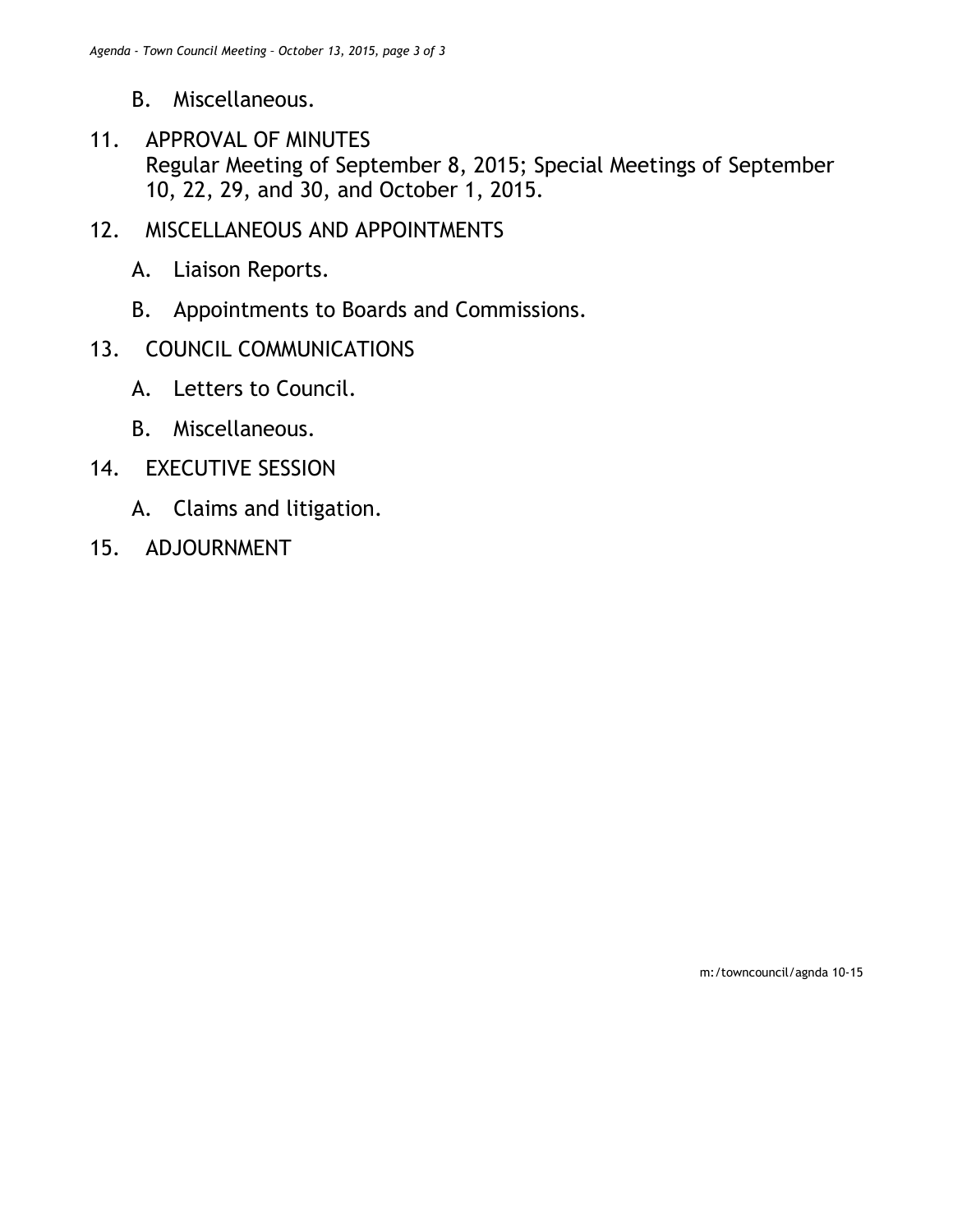B. Miscellaneous.

11. APPROVAL OF MINUTES
    Regular Meeting of September 8, 2015; Special Meetings of September 10, 22, 29, and 30, and October 1, 2015.

12. MISCELLANEOUS AND APPOINTMENTS

    A. Liaison Reports.

    B. Appointments to Boards and Commissions.

13. COUNCIL COMMUNICATIONS

    A. Letters to Council.

    B. Miscellaneous.

14. EXECUTIVE SESSION

    A. Claims and litigation.

15. ADJOURNMENT

m:/towncouncil/agnda 10-15